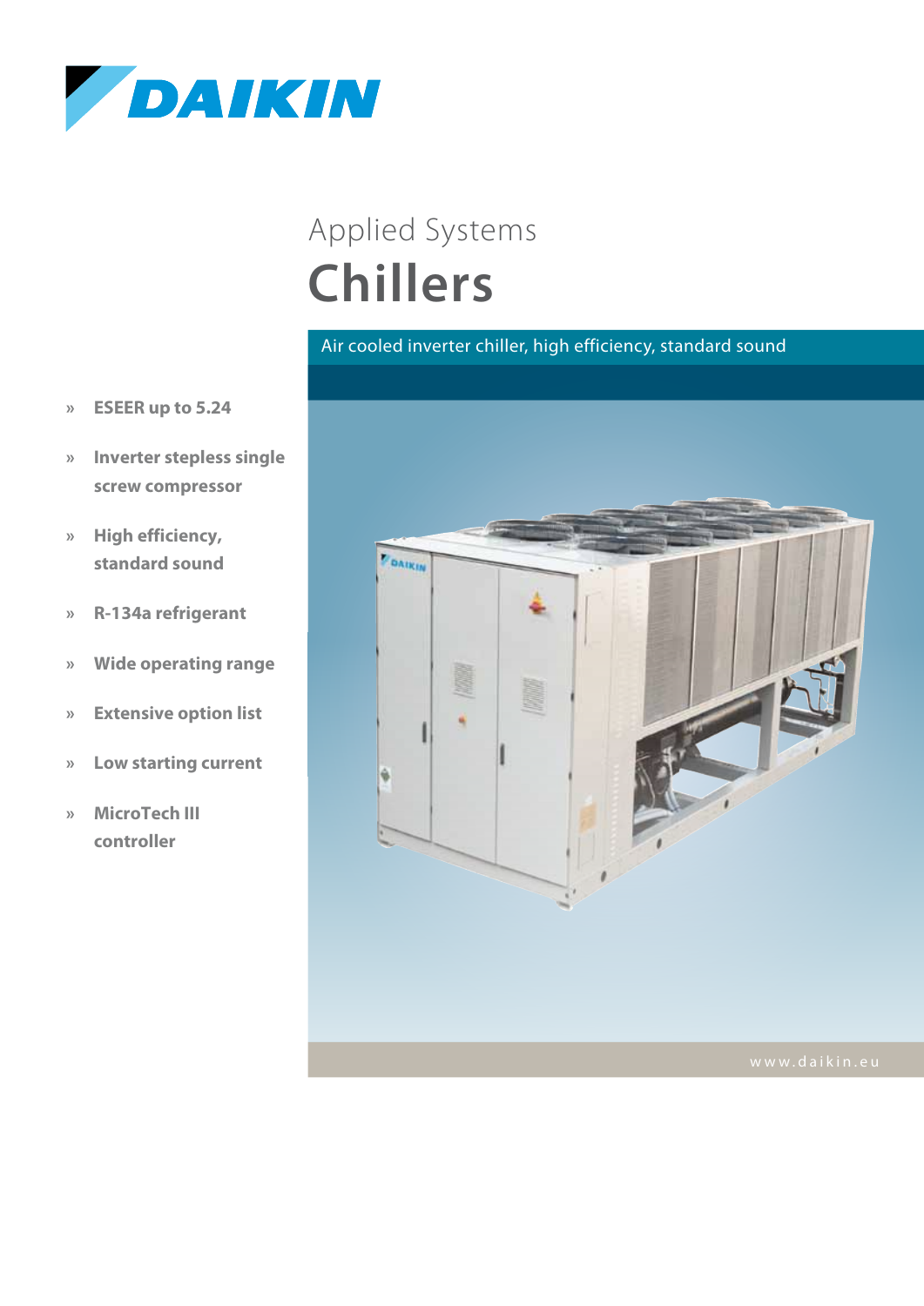# Applied Systems

# Chillers

Air cooled inverter chiller, high efficiency, standard sound

- **ESEER up to 5.24**
- **Inverter stepless single screw compressor**
- **High efficiency, standard sound**
- **R-134a refrigerant**
- **Wide operating range**
- **Extensive option list**
- **Low starting current**
- **MicroTech III controller**

www.daikin.eu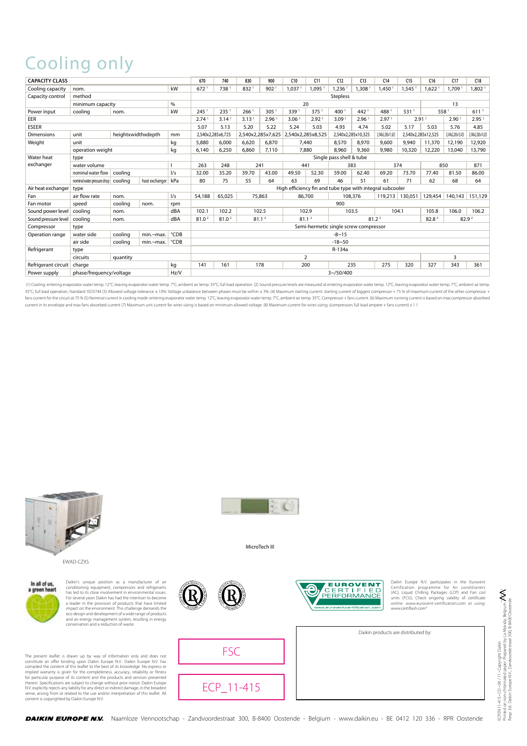# Cooling only

| CAPACITY CLASS | | | | | 670 | 740 | 830 | 900 | C10 | C11 | C12 | C13 | C14 | C15 | C16 | C17 | C18 |
|---|---|---|---|---|---|---|---|---|---|---|---|---|---|---|---|---|---|
| Cooling capacity | nom. | | | kW | 672 [1] | 738 [1] | 832 [1] | 902 [1] | 1,037 [1] | 1,095 [1] | 1,236 [1] | 1,308 [1] | 1,450 [1] | 1,545 [1] | 1,622 [1] | 1,709 [1] | 1,802 [1] |
| Capacity control | method | | | | Stepless | | | | | | | | | | | | |
| | minimum capacity | | | % | 20 | | | | | | | | | | 13 | | |
| Power input | cooling | nom. | | kW | 245 [1] | 235 [1] | 266 [1] | 305 [1] | 339 [1] | 375 [1] | 400 [1] | 442 [1] | 488 [1] | 531 [1] | 558 [1] | | 611 [1] |
| EER | | | | | 2.74 [1] | 3.14 [1] | 3.13 [1] | 2.96 [1] | 3.06 [1] | 2.92 [1] | 3.09 [1] | 2.96 [1] | 2.97 [1] | 2.91 [1] | | 2.90 [1] | 2.95 [1] |
| ESEER | | | | | 5.07 | 5.13 | 5.20 | 5.22 | 5.24 | 5.03 | 4.93 | 4.74 | 5.02 | 5.17 | 5.03 | 5.76 | 4.85 |
| Dimensions | unit | heightxwidthxdepth | | mm | 2,540x2,285x6,725 | | 2,540x2,285x7,625 | | 2,540x2,285x8,525 | | 2,540x2,285x10,325 | | 2,540x2,285x11,625 | 2,540x2,285x12,525 | | 2,540x2,285x13,425 | 2,540x2,285x14,325 |
| Weight | unit | | | kg | 5,880 | 6,000 | 6,620 | 6,870 | 7,440 | | 8,570 | 8,970 | 9,600 | 9,940 | 11,370 | 12,190 | 12,920 |
| | operation weight | | | kg | 6,140 | 6,250 | 6,860 | 7,110 | 7,880 | | 8,960 | 9,360 | 9,980 | 10,320 | 12,220 | 13,040 | 13,790 |
| Water heat exchanger | type | | | | Single pass shell & tube | | | | | | | | | | | | |
| | water volume | | | l | 263 | 248 | 241 | | 441 | | 383 | | 374 | | 850 | | 871 |
| | nominal water flow | cooling | | l/s | 32.00 | 35.20 | 39.70 | 43.00 | 49.50 | 52.30 | 59.00 | 62.40 | 69.20 | 73.70 | 77.40 | 81.50 | 86.00 |
| | nominal water pressure drop | cooling | heat exchanger | kPa | 80 | 75 | 55 | 64 | 63 | 69 | 46 | 51 | 61 | 71 | 62 | 68 | 64 |
| Air heat exchanger | type | | | | High efficiency fin and tube type with integral subcooler | | | | | | | | | | | | |
| Fan | air flow rate | nom. | | l/s | 54,188 | 65,025 | 75,863 | | 86,700 | | 108,376 | | 119,213 | 130,051 | 129,454 | 140,143 | 151,129 |
| Fan motor | speed | cooling | nom. | rpm | 900 | | | | | | | | | | | | |
| Sound power level | cooling | nom. | | dBA | 102.1 | 102.2 | 102.5 | | 102.9 | | 103.5 | | 104.1 | | 105.8 | 106.0 | 106.2 |
| Sound pressure level | cooling | nom. | | dBA | 81.0 [2] | 81.0 [2] | 81.1 [2] | | 81.1 [2] | | 81.2 [2] | | | | 82.8 [2] | 82.9 [2] | |
| Compressor | type | | | | Semi-hermetic single screw compressor | | | | | | | | | | | | |
| Operation range | water side | cooling | min.~max. | °CDB | -8~15 | | | | | | | | | | | | |
| | air side | cooling | min.~max. | °CDB | -18~50 | | | | | | | | | | | | |
| Refrigerant | type | | | | R-134a | | | | | | | | | | | | |
| | circuits | quantity | | | 2 | | | | | | | | | | 3 | | |
| Refrigerant circuit | charge | | | kg | 141 | 161 | 178 | | 200 | | 235 | | 275 | 320 | 327 | 343 | 361 |
| Power supply | phase/frequency/voltage | | | Hz/V | 3~/50/400 | | | | | | | | | | | | |

(1) Cooling: entering evaporator water temp. 12°C; leaving evaporator water temp. 7°C; ambient air temp. 35°C; full load operation. (2) Sound pressure levels are measured at entering evaporator water temp. 12°C; leaving evaporator water temp. 7°C; ambient air temp. 35°C; full load operation; Standard: ISO3744 (3) Allowed voltage tolerance ± 10%. Voltage unbalance between phases must be within ± 3%. (4) Maximum starting current: starting current of biggest compressor + 75 % of maximum current of the other compressor + fans current for the circuit at 75 % (5) Nominal current in cooling mode: entering evaporator water temp. 12°C; leaving evaporator water temp. 7°C; ambient air temp. 35°C. Compressor + fans current. (6) Maximum running current is based on max compressor absorbed current in its envelope and max fans absorbed current (7) Maximum unit current for wires sizing is based on minimum allowed voltage. (8) Maximum current for wires sizing: (compressors full load ampere + fans current) x 1.1

EWAD-CZXS

MicroTech III

In all of us, a green heart

Daikin's unique position as a manufacturer of air conditioning equipment, compressors and refrigerants has led to its close involvement in environmental issues. For several years Daikin has had the intention to become a leader in the provision of products that have limited impact on the environment. This challenge demands the eco design and development of a wide range of products and an energy management system, resulting in energy conservation and a reduction of waste.

Daikin Europe N.V. participates in the Eurovent Certification programme for Air conditioners (AC), Liquid Chilling Packages (LCP) and Fan coil units (FCU). Check ongoing validity of certificate online: www.eurovent-certification.com or using: www.certiflash.com"

The present leaflet is drawn up by way of information only and does not constitute an offer binding upon Daikin Europe N.V.. Daikin Europe N.V. has compiled the content of this leaflet to the best of its knowledge. No express or implied warranty is given for the completeness, accuracy, reliability or fitness for particular purpose of its content and the products and services presented therein. Specifications are subject to change without prior notice. Daikin Europe N.V. explicitly rejects any liability for any direct or indirect damage, in the broadest sense, arising from or related to the use and/or interpretation of this leaflet. All content is copyrighted by Daikin Europe N.V.

FSC

ECP_11-415

Daikin products are distributed by:

ECPEN11-415 • CD • 04 / 11 • Copyright Daikin
Printed on non-chlorinated paper. Prepared by La Movida, Belgium
Resp. Ed.: Daikin Europe N.V., Zandvoordestraat 300, B-8400 Oostende